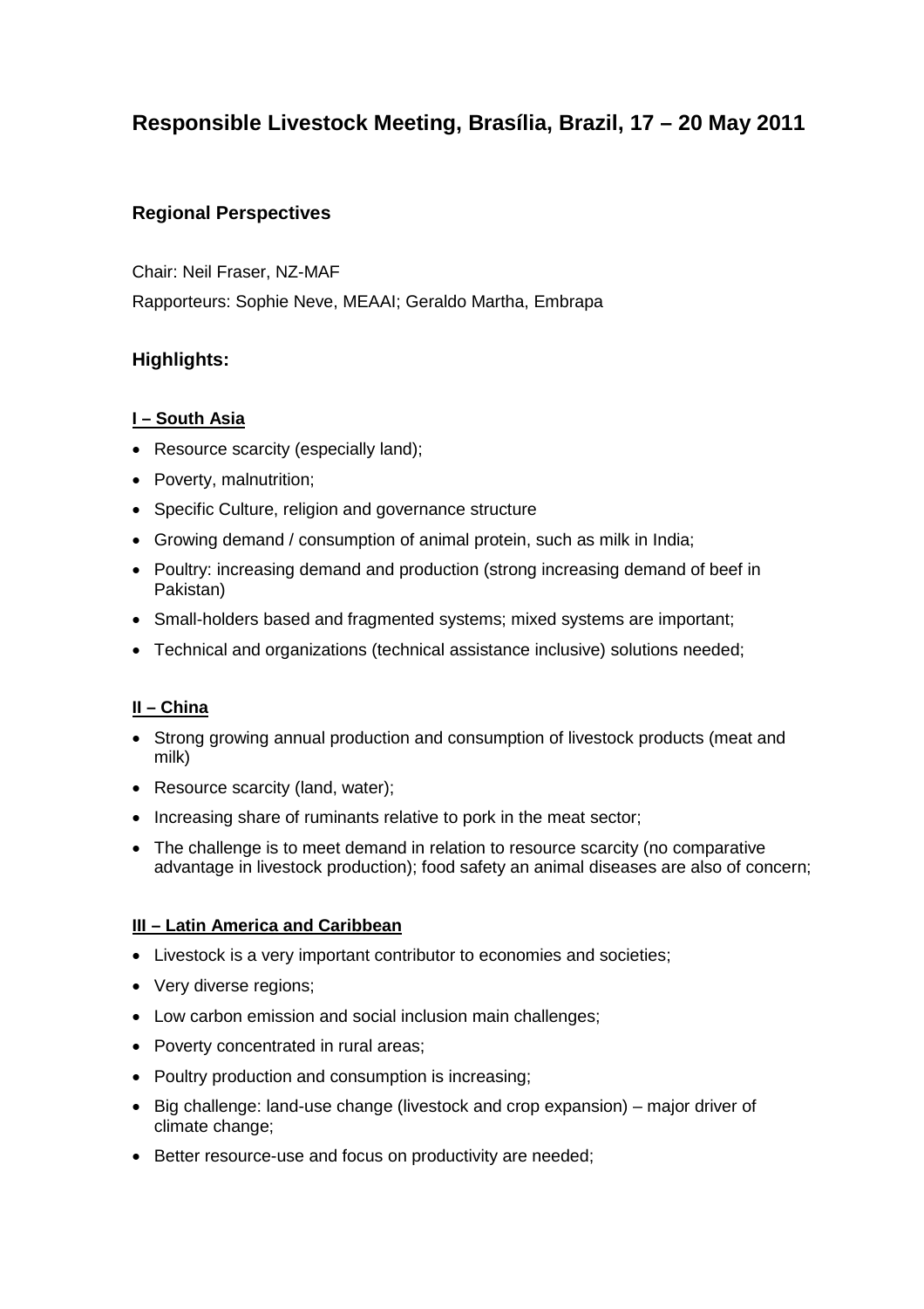# Responsible Livestock Meeting, Brasília, Brazil, 17 – 20 May 2011

## Regional Perspectives

Chair: Neil Fraser, NZ-MAF

Rapporteurs: Sophie Neve, MEAAI; Geraldo Martha, Embrapa

## Highlights:

**I – South Asia**

- Resource scarcity (especially land);
- Poverty, malnutrition;
- Specific Culture, religion and governance structure
- Growing demand / consumption of animal protein, such as milk in India;
- Poultry: increasing demand and production (strong increasing demand of beef in Pakistan)
- Small-holders based and fragmented systems; mixed systems are important;
- Technical and organizations (technical assistance inclusive) solutions needed;

**II – China**

- Strong growing annual production and consumption of livestock products (meat and milk)
- Resource scarcity (land, water);
- Increasing share of ruminants relative to pork in the meat sector;
- The challenge is to meet demand in relation to resource scarcity (no comparative advantage in livestock production); food safety an animal diseases are also of concern;

**III – Latin America and Caribbean**

- Livestock is a very important contributor to economies and societies;
- Very diverse regions;
- Low carbon emission and social inclusion main challenges;
- Poverty concentrated in rural areas;
- Poultry production and consumption is increasing;
- Big challenge: land-use change (livestock and crop expansion) – major driver of climate change;
- Better resource-use and focus on productivity are needed;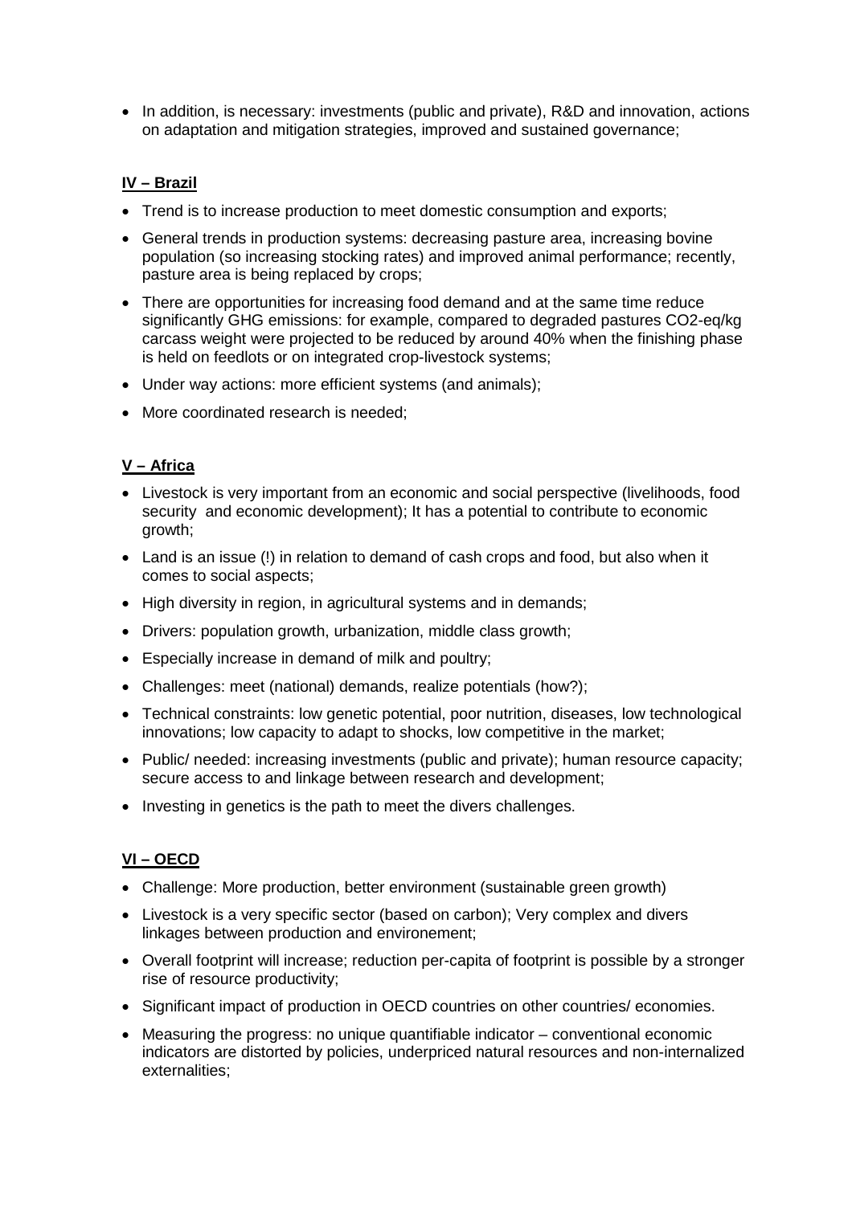- In addition, is necessary: investments (public and private), R&D and innovation, actions on adaptation and mitigation strategies, improved and sustained governance;

## IV – Brazil

- Trend is to increase production to meet domestic consumption and exports;
- General trends in production systems: decreasing pasture area, increasing bovine population (so increasing stocking rates) and improved animal performance; recently, pasture area is being replaced by crops;
- There are opportunities for increasing food demand and at the same time reduce significantly GHG emissions: for example, compared to degraded pastures $CO_2$-eq/kg carcass weight were projected to be reduced by around 40% when the finishing phase is held on feedlots or on integrated crop-livestock systems;
- Under way actions: more efficient systems (and animals);
- More coordinated research is needed;

## V – Africa

- Livestock is very important from an economic and social perspective (livelihoods, food security and economic development); It has a potential to contribute to economic growth;
- Land is an issue (!) in relation to demand of cash crops and food, but also when it comes to social aspects;
- High diversity in region, in agricultural systems and in demands;
- Drivers: population growth, urbanization, middle class growth;
- Especially increase in demand of milk and poultry;
- Challenges: meet (national) demands, realize potentials (how?);
- Technical constraints: low genetic potential, poor nutrition, diseases, low technological innovations; low capacity to adapt to shocks, low competitive in the market;
- Public/ needed: increasing investments (public and private); human resource capacity; secure access to and linkage between research and development;
- Investing in genetics is the path to meet the divers challenges.

## VI – OECD

- Challenge: More production, better environment (sustainable green growth)
- Livestock is a very specific sector (based on carbon); Very complex and divers linkages between production and environement;
- Overall footprint will increase; reduction per-capita of footprint is possible by a stronger rise of resource productivity;
- Significant impact of production in OECD countries on other countries/ economies.
- Measuring the progress: no unique quantifiable indicator – conventional economic indicators are distorted by policies, underpriced natural resources and non-internalized externalities;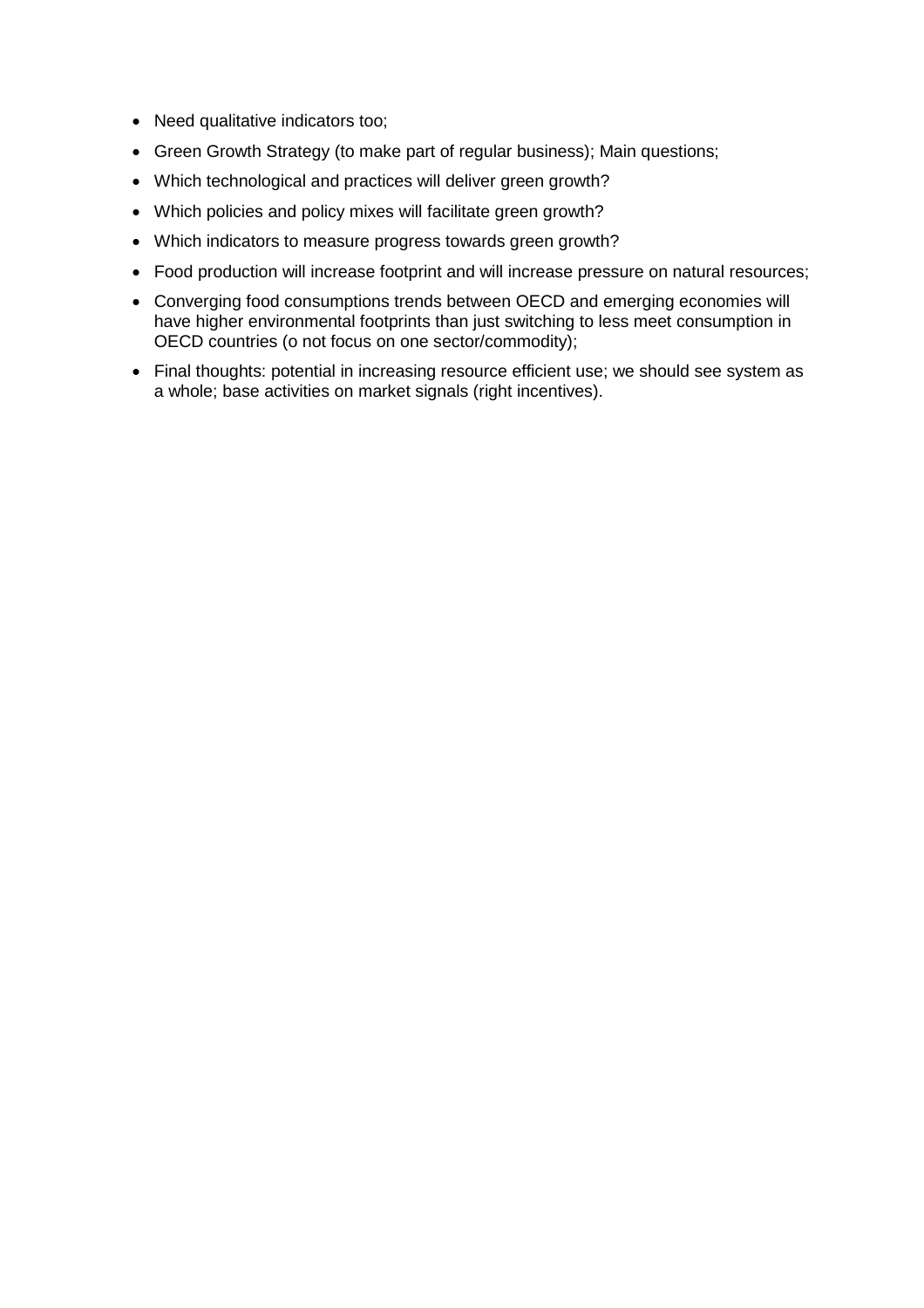- Need qualitative indicators too;
- Green Growth Strategy (to make part of regular business); Main questions;
- Which technological and practices will deliver green growth?
- Which policies and policy mixes will facilitate green growth?
- Which indicators to measure progress towards green growth?
- Food production will increase footprint and will increase pressure on natural resources;
- Converging food consumptions trends between OECD and emerging economies will have higher environmental footprints than just switching to less meet consumption in OECD countries (o not focus on one sector/commodity);
- Final thoughts: potential in increasing resource efficient use; we should see system as a whole; base activities on market signals (right incentives).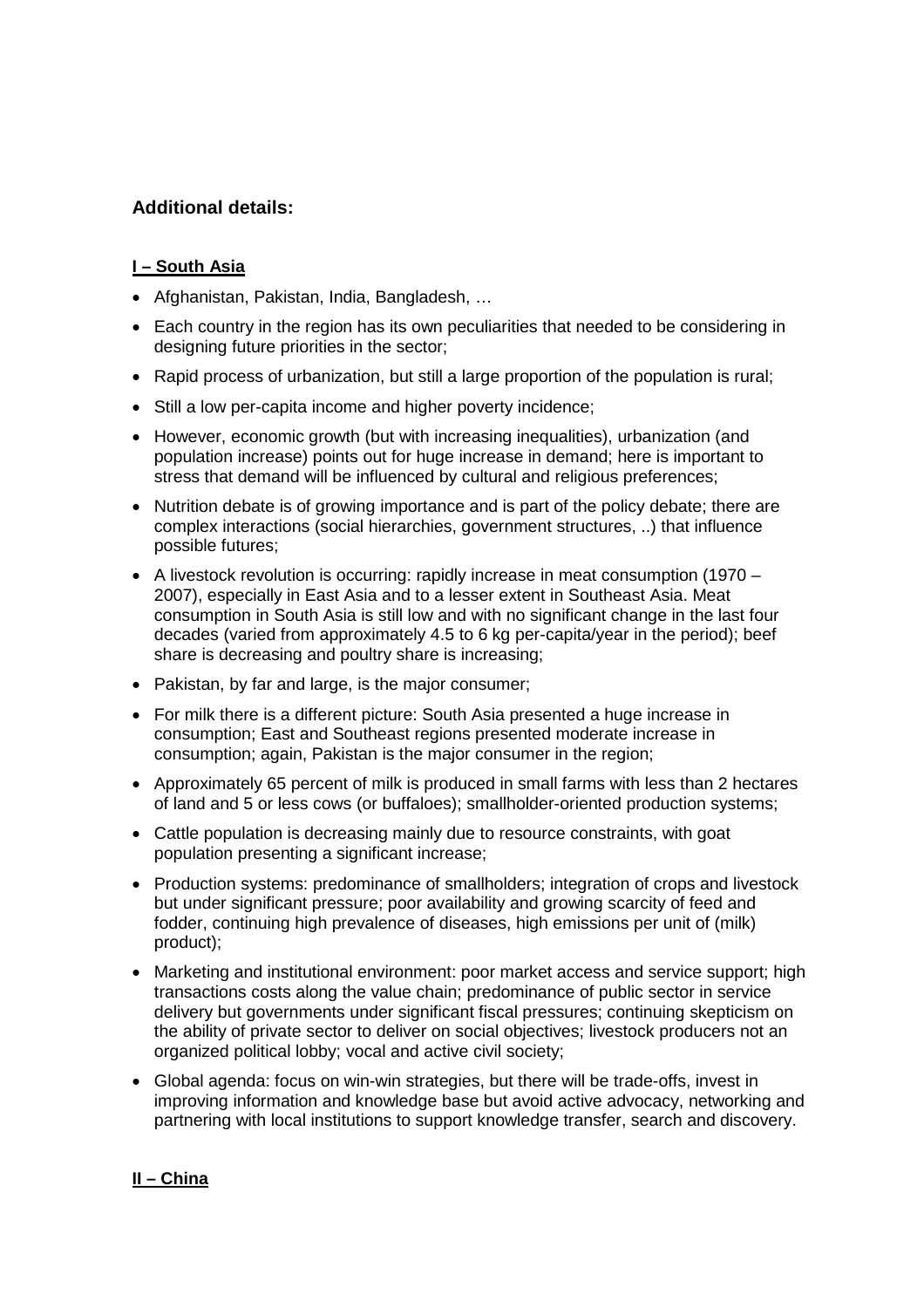### Additional details:

**I – South Asia**

- Afghanistan, Pakistan, India, Bangladesh, …
- Each country in the region has its own peculiarities that needed to be considering in designing future priorities in the sector;
- Rapid process of urbanization, but still a large proportion of the population is rural;
- Still a low per-capita income and higher poverty incidence;
- However, economic growth (but with increasing inequalities), urbanization (and population increase) points out for huge increase in demand; here is important to stress that demand will be influenced by cultural and religious preferences;
- Nutrition debate is of growing importance and is part of the policy debate; there are complex interactions (social hierarchies, government structures, ..) that influence possible futures;
- A livestock revolution is occurring: rapidly increase in meat consumption (1970 – 2007), especially in East Asia and to a lesser extent in Southeast Asia. Meat consumption in South Asia is still low and with no significant change in the last four decades (varied from approximately 4.5 to 6 kg per-capita/year in the period); beef share is decreasing and poultry share is increasing;
- Pakistan, by far and large, is the major consumer;
- For milk there is a different picture: South Asia presented a huge increase in consumption; East and Southeast regions presented moderate increase in consumption; again, Pakistan is the major consumer in the region;
- Approximately 65 percent of milk is produced in small farms with less than 2 hectares of land and 5 or less cows (or buffaloes); smallholder-oriented production systems;
- Cattle population is decreasing mainly due to resource constraints, with goat population presenting a significant increase;
- Production systems: predominance of smallholders; integration of crops and livestock but under significant pressure; poor availability and growing scarcity of feed and fodder, continuing high prevalence of diseases, high emissions per unit of (milk) product);
- Marketing and institutional environment: poor market access and service support; high transactions costs along the value chain; predominance of public sector in service delivery but governments under significant fiscal pressures; continuing skepticism on the ability of private sector to deliver on social objectives; livestock producers not an organized political lobby; vocal and active civil society;
- Global agenda: focus on win-win strategies, but there will be trade-offs, invest in improving information and knowledge base but avoid active advocacy, networking and partnering with local institutions to support knowledge transfer, search and discovery.

**II – China**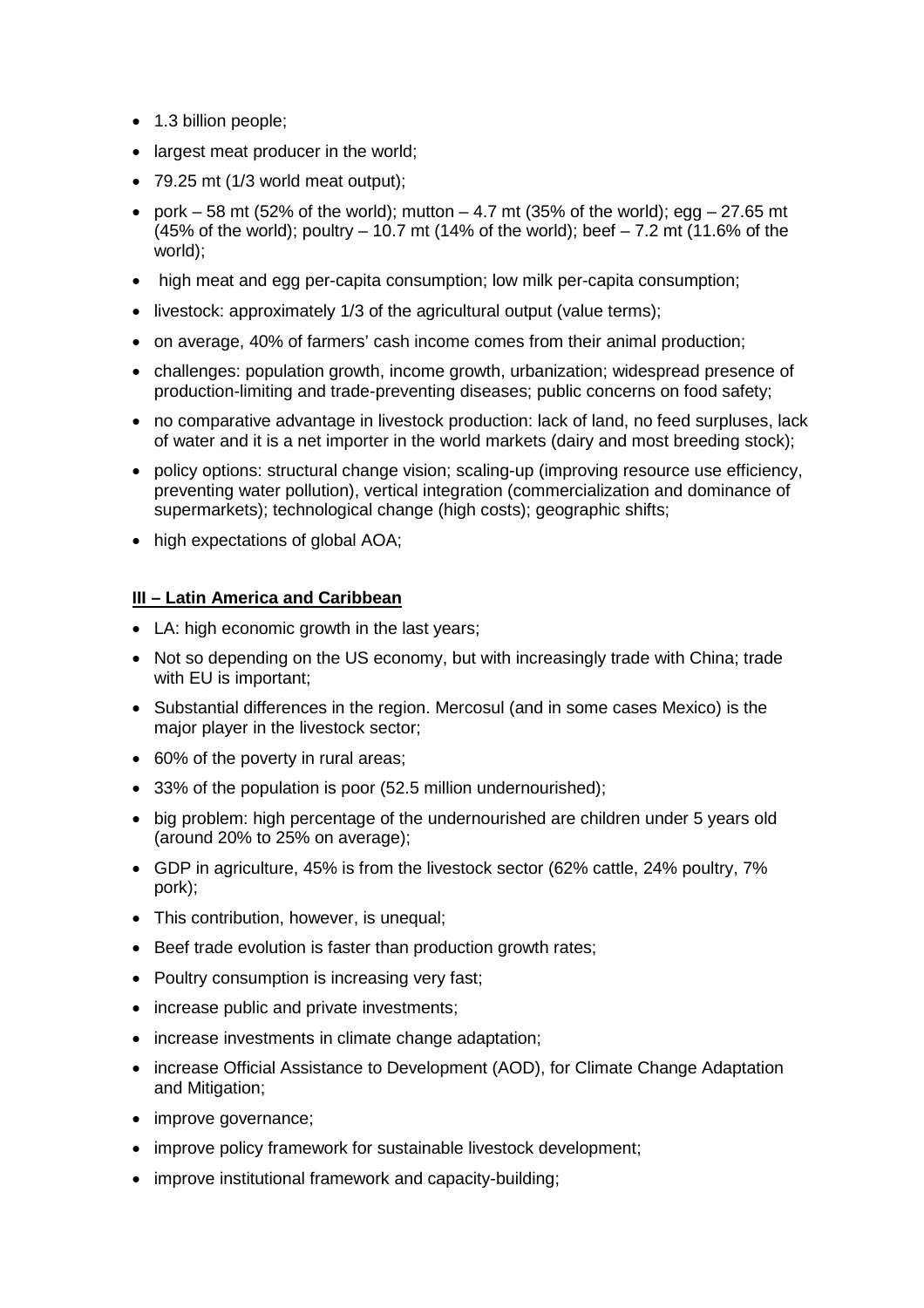- 1.3 billion people;
- largest meat producer in the world;
- 79.25 mt (1/3 world meat output);
- pork – 58 mt (52% of the world); mutton – 4.7 mt (35% of the world); egg – 27.65 mt (45% of the world); poultry – 10.7 mt (14% of the world); beef – 7.2 mt (11.6% of the world);
- high meat and egg per-capita consumption; low milk per-capita consumption;
- livestock: approximately 1/3 of the agricultural output (value terms);
- on average, 40% of farmers' cash income comes from their animal production;
- challenges: population growth, income growth, urbanization; widespread presence of production-limiting and trade-preventing diseases; public concerns on food safety;
- no comparative advantage in livestock production: lack of land, no feed surpluses, lack of water and it is a net importer in the world markets (dairy and most breeding stock);
- policy options: structural change vision; scaling-up (improving resource use efficiency, preventing water pollution), vertical integration (commercialization and dominance of supermarkets); technological change (high costs); geographic shifts;
- high expectations of global AOA;

**III – Latin America and Caribbean**

- LA: high economic growth in the last years;
- Not so depending on the US economy, but with increasingly trade with China; trade with EU is important;
- Substantial differences in the region. Mercosul (and in some cases Mexico) is the major player in the livestock sector;
- 60% of the poverty in rural areas;
- 33% of the population is poor (52.5 million undernourished);
- big problem: high percentage of the undernourished are children under 5 years old (around 20% to 25% on average);
- GDP in agriculture, 45% is from the livestock sector (62% cattle, 24% poultry, 7% pork);
- This contribution, however, is unequal;
- Beef trade evolution is faster than production growth rates;
- Poultry consumption is increasing very fast;
- increase public and private investments;
- increase investments in climate change adaptation;
- increase Official Assistance to Development (AOD), for Climate Change Adaptation and Mitigation;
- improve governance;
- improve policy framework for sustainable livestock development;
- improve institutional framework and capacity-building;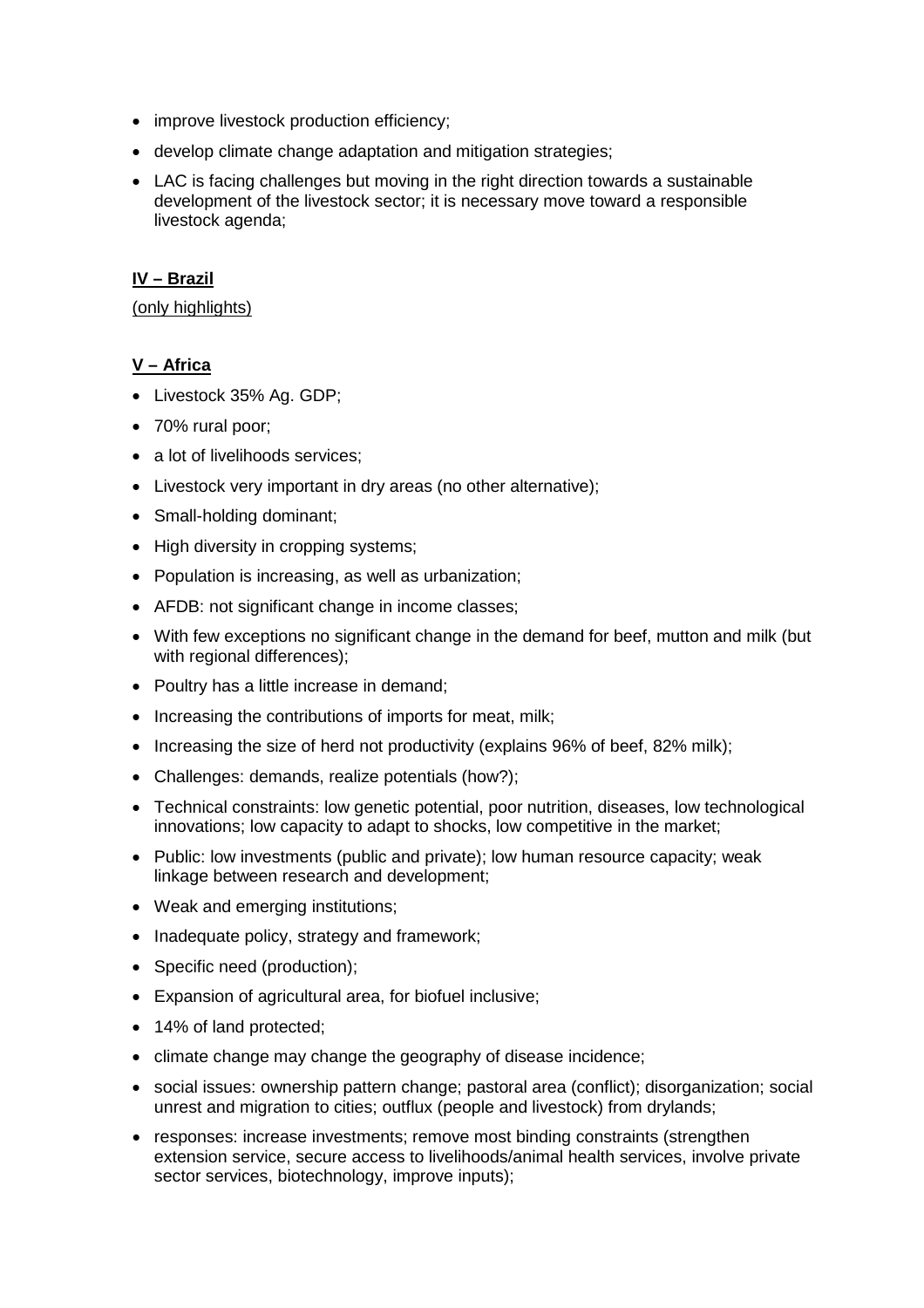- improve livestock production efficiency;
- develop climate change adaptation and mitigation strategies;
- LAC is facing challenges but moving in the right direction towards a sustainable development of the livestock sector; it is necessary move toward a responsible livestock agenda;

**IV – Brazil**

(only highlights)

**V – Africa**

- Livestock 35% Ag. GDP;
- 70% rural poor;
- a lot of livelihoods services;
- Livestock very important in dry areas (no other alternative);
- Small-holding dominant;
- High diversity in cropping systems;
- Population is increasing, as well as urbanization;
- AFDB: not significant change in income classes;
- With few exceptions no significant change in the demand for beef, mutton and milk (but with regional differences);
- Poultry has a little increase in demand;
- Increasing the contributions of imports for meat, milk;
- Increasing the size of herd not productivity (explains 96% of beef, 82% milk);
- Challenges: demands, realize potentials (how?);
- Technical constraints: low genetic potential, poor nutrition, diseases, low technological innovations; low capacity to adapt to shocks, low competitive in the market;
- Public: low investments (public and private); low human resource capacity; weak linkage between research and development;
- Weak and emerging institutions;
- Inadequate policy, strategy and framework;
- Specific need (production);
- Expansion of agricultural area, for biofuel inclusive;
- 14% of land protected;
- climate change may change the geography of disease incidence;
- social issues: ownership pattern change; pastoral area (conflict); disorganization; social unrest and migration to cities; outflux (people and livestock) from drylands;
- responses: increase investments; remove most binding constraints (strengthen extension service, secure access to livelihoods/animal health services, involve private sector services, biotechnology, improve inputs);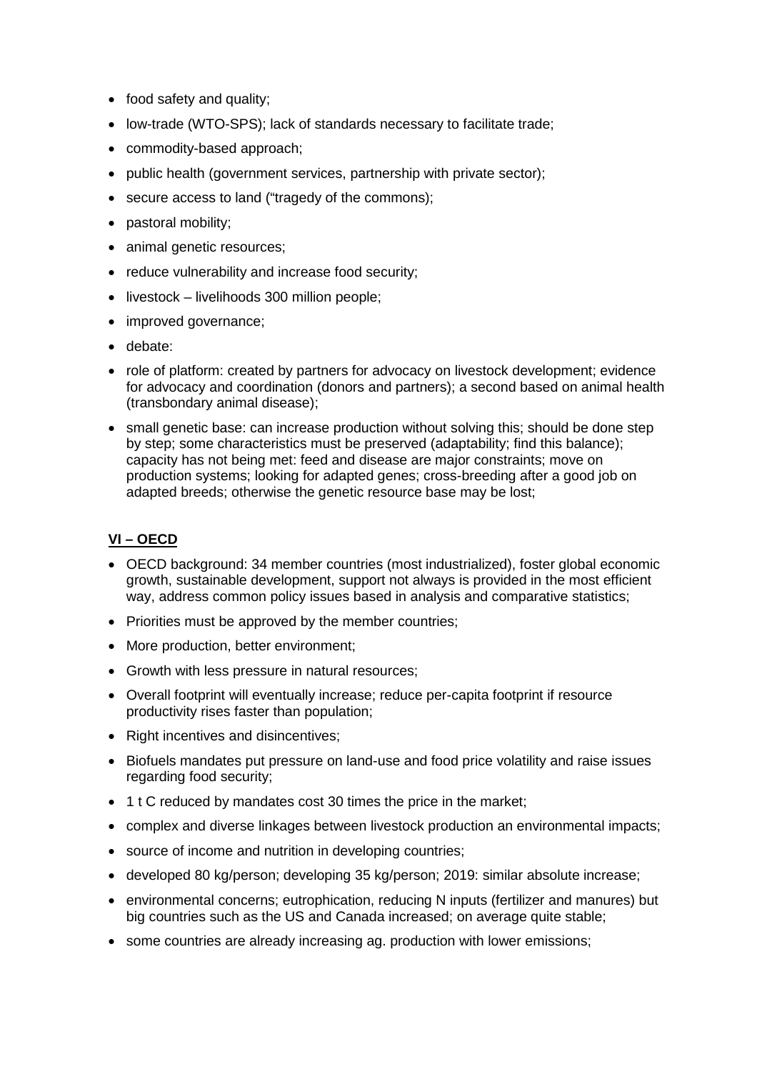- food safety and quality;
- low-trade (WTO-SPS); lack of standards necessary to facilitate trade;
- commodity-based approach;
- public health (government services, partnership with private sector);
- secure access to land ("tragedy of the commons);
- pastoral mobility;
- animal genetic resources;
- reduce vulnerability and increase food security;
- livestock – livelihoods 300 million people;
- improved governance;
- debate:
- role of platform: created by partners for advocacy on livestock development; evidence for advocacy and coordination (donors and partners); a second based on animal health (transbondary animal disease);
- small genetic base: can increase production without solving this; should be done step by step; some characteristics must be preserved (adaptability; find this balance); capacity has not being met: feed and disease are major constraints; move on production systems; looking for adapted genes; cross-breeding after a good job on adapted breeds; otherwise the genetic resource base may be lost;

## VI – OECD

- OECD background: 34 member countries (most industrialized), foster global economic growth, sustainable development, support not always is provided in the most efficient way, address common policy issues based in analysis and comparative statistics;
- Priorities must be approved by the member countries;
- More production, better environment;
- Growth with less pressure in natural resources;
- Overall footprint will eventually increase; reduce per-capita footprint if resource productivity rises faster than population;
- Right incentives and disincentives;
- Biofuels mandates put pressure on land-use and food price volatility and raise issues regarding food security;
- 1 t C reduced by mandates cost 30 times the price in the market;
- complex and diverse linkages between livestock production an environmental impacts;
- source of income and nutrition in developing countries;
- developed 80 kg/person; developing 35 kg/person; 2019: similar absolute increase;
- environmental concerns; eutrophication, reducing N inputs (fertilizer and manures) but big countries such as the US and Canada increased; on average quite stable;
- some countries are already increasing ag. production with lower emissions;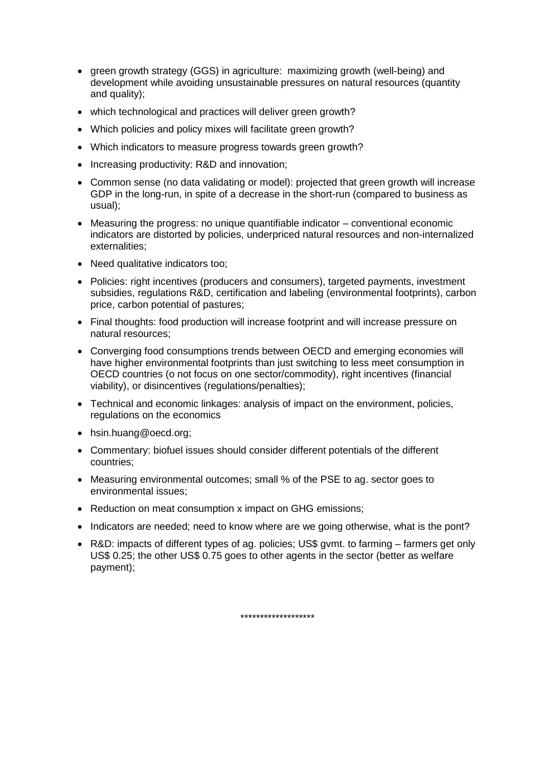- green growth strategy (GGS) in agriculture: maximizing growth (well-being) and development while avoiding unsustainable pressures on natural resources (quantity and quality);
- which technological and practices will deliver green growth?
- Which policies and policy mixes will facilitate green growth?
- Which indicators to measure progress towards green growth?
- Increasing productivity: R&D and innovation;
- Common sense (no data validating or model): projected that green growth will increase GDP in the long-run, in spite of a decrease in the short-run (compared to business as usual);
- Measuring the progress: no unique quantifiable indicator – conventional economic indicators are distorted by policies, underpriced natural resources and non-internalized externalities;
- Need qualitative indicators too;
- Policies: right incentives (producers and consumers), targeted payments, investment subsidies, regulations R&D, certification and labeling (environmental footprints), carbon price, carbon potential of pastures;
- Final thoughts: food production will increase footprint and will increase pressure on natural resources;
- Converging food consumptions trends between OECD and emerging economies will have higher environmental footprints than just switching to less meet consumption in OECD countries (o not focus on one sector/commodity), right incentives (financial viability), or disincentives (regulations/penalties);
- Technical and economic linkages: analysis of impact on the environment, policies, regulations on the economics
- hsin.huang@oecd.org;
- Commentary: biofuel issues should consider different potentials of the different countries;
- Measuring environmental outcomes; small % of the PSE to ag. sector goes to environmental issues;
- Reduction on meat consumption x impact on GHG emissions;
- Indicators are needed; need to know where are we going otherwise, what is the pont?
- R&D: impacts of different types of ag. policies; US$ gvmt. to farming – farmers get only US$ 0.25; the other US$ 0.75 goes to other agents in the sector (better as welfare payment);

*******************